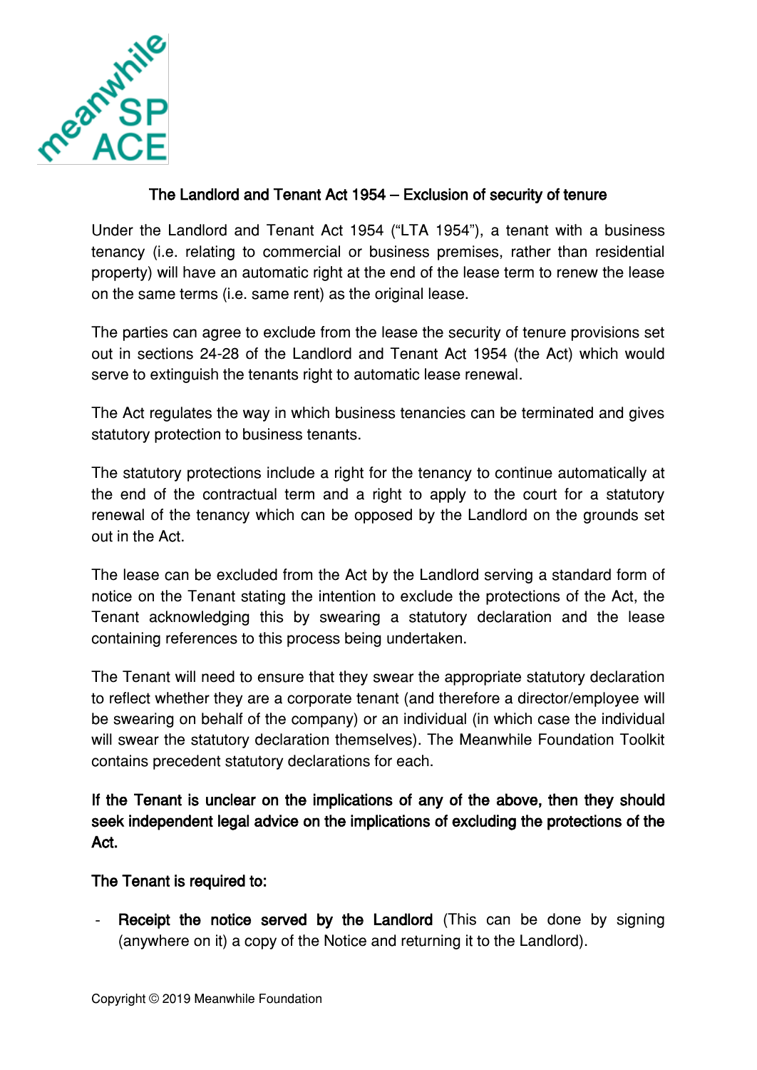# The Landlord and Tenant Act 1954 – Exclusion of security of tenure

Under the Landlord and Tenant Act 1954 ("LTA 1954"), a tenant with a business tenancy (i.e. relating to commercial or business premises, rather than residential property) will have an automatic right at the end of the lease term to renew the lease on the same terms (i.e. same rent) as the original lease.

The parties can agree to exclude from the lease the security of tenure provisions set out in sections 24-28 of the Landlord and Tenant Act 1954 (the Act) which would serve to extinguish the tenants right to automatic lease renewal.

The Act regulates the way in which business tenancies can be terminated and gives statutory protection to business tenants.

The statutory protections include a right for the tenancy to continue automatically at the end of the contractual term and a right to apply to the court for a statutory renewal of the tenancy which can be opposed by the Landlord on the grounds set out in the Act.

The lease can be excluded from the Act by the Landlord serving a standard form of notice on the Tenant stating the intention to exclude the protections of the Act, the Tenant acknowledging this by swearing a statutory declaration and the lease containing references to this process being undertaken.

The Tenant will need to ensure that they swear the appropriate statutory declaration to reflect whether they are a corporate tenant (and therefore a director/employee will be swearing on behalf of the company) or an individual (in which case the individual will swear the statutory declaration themselves). The Meanwhile Foundation Toolkit contains precedent statutory declarations for each.

**If the Tenant is unclear on the implications of any of the above, then they should seek independent legal advice on the implications of excluding the protections of the Act.**

**The Tenant is required to:**

- **Receipt the notice served by the Landlord** (This can be done by signing (anywhere on it) a copy of the Notice and returning it to the Landlord).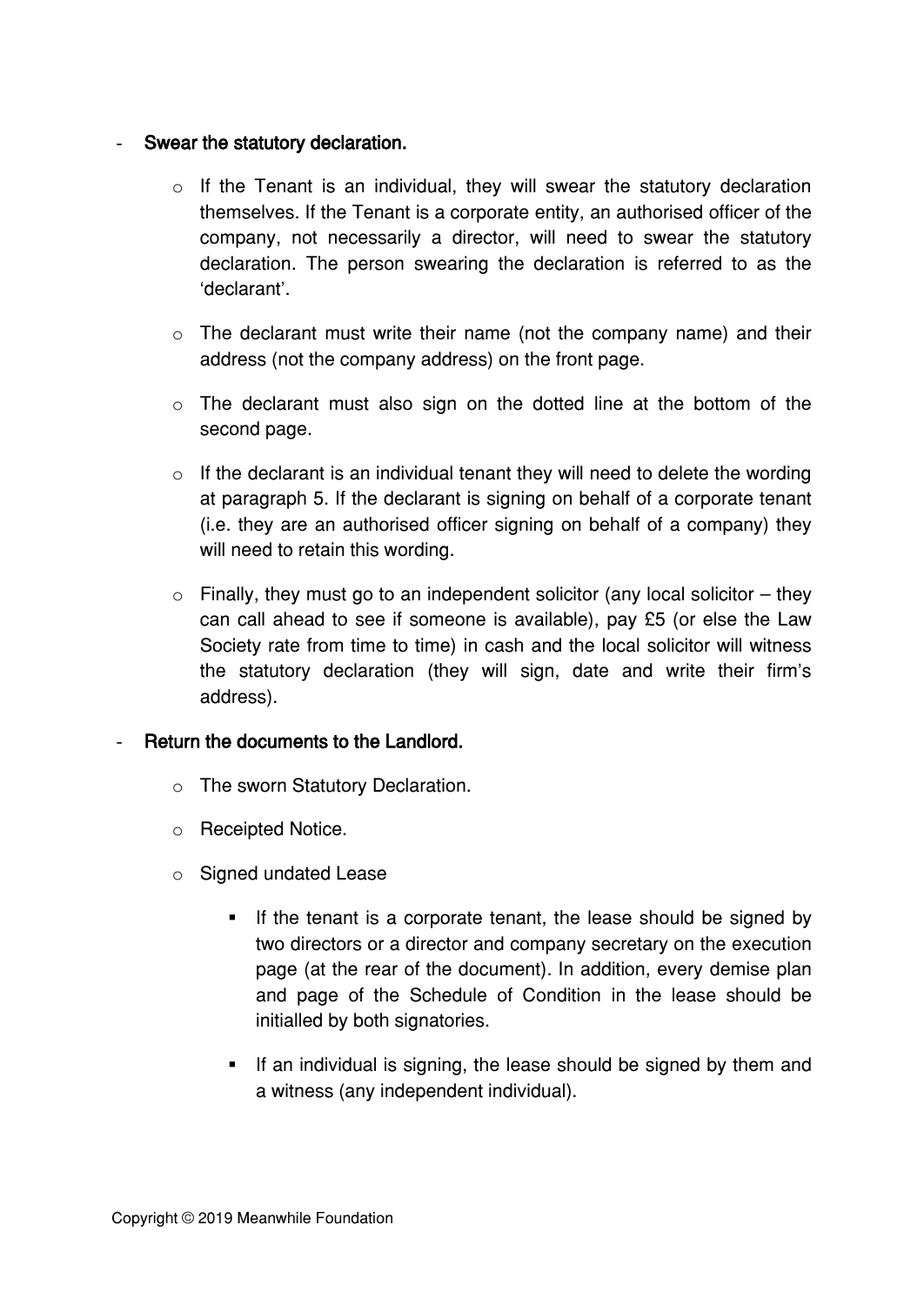- **Swear the statutory declaration.**
  - If the Tenant is an individual, they will swear the statutory declaration themselves. If the Tenant is a corporate entity, an authorised officer of the company, not necessarily a director, will need to swear the statutory declaration. The person swearing the declaration is referred to as the 'declarant'.
  - The declarant must write their name (not the company name) and their address (not the company address) on the front page.
  - The declarant must also sign on the dotted line at the bottom of the second page.
  - If the declarant is an individual tenant they will need to delete the wording at paragraph 5. If the declarant is signing on behalf of a corporate tenant (i.e. they are an authorised officer signing on behalf of a company) they will need to retain this wording.
  - Finally, they must go to an independent solicitor (any local solicitor – they can call ahead to see if someone is available), pay £5 (or else the Law Society rate from time to time) in cash and the local solicitor will witness the statutory declaration (they will sign, date and write their firm's address).

- **Return the documents to the Landlord.**
  - The sworn Statutory Declaration.
  - Receipted Notice.
  - Signed undated Lease
    - If the tenant is a corporate tenant, the lease should be signed by two directors or a director and company secretary on the execution page (at the rear of the document). In addition, every demise plan and page of the Schedule of Condition in the lease should be initialled by both signatories.
    - If an individual is signing, the lease should be signed by them and a witness (any independent individual).

Copyright © 2019 Meanwhile Foundation